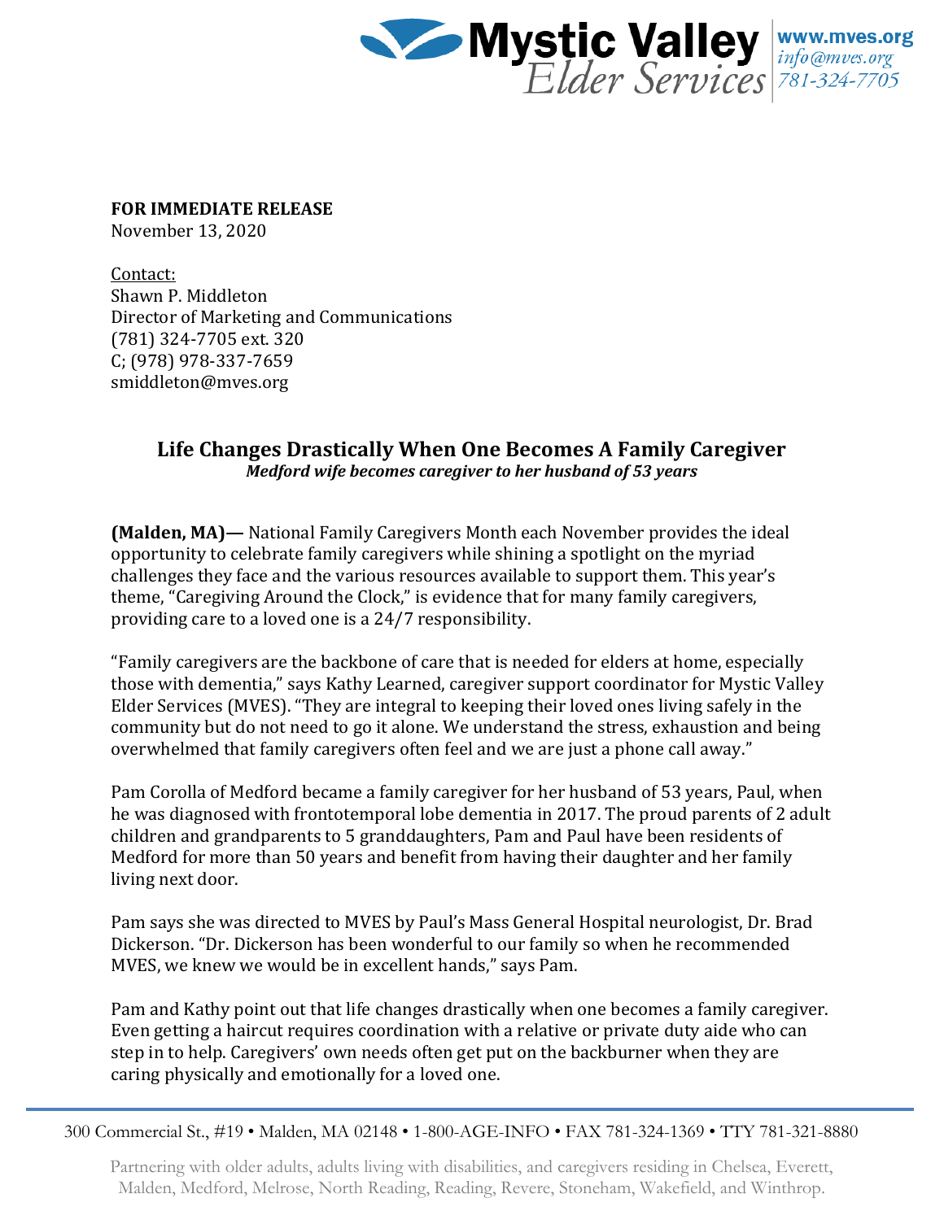**FOR IMMEDIATE RELEASE**
November 13, 2020

Contact:
Shawn P. Middleton
Director of Marketing and Communications
(781) 324-7705 ext. 320
C; (978) 978-337-7659
smiddleton@mves.org

# Life Changes Drastically When One Becomes A Family Caregiver

***Medford wife becomes caregiver to her husband of 53 years***

**(Malden, MA)—** National Family Caregivers Month each November provides the ideal opportunity to celebrate family caregivers while shining a spotlight on the myriad challenges they face and the various resources available to support them. This year's theme, "Caregiving Around the Clock," is evidence that for many family caregivers, providing care to a loved one is a 24/7 responsibility.

"Family caregivers are the backbone of care that is needed for elders at home, especially those with dementia," says Kathy Learned, caregiver support coordinator for Mystic Valley Elder Services (MVES). "They are integral to keeping their loved ones living safely in the community but do not need to go it alone. We understand the stress, exhaustion and being overwhelmed that family caregivers often feel and we are just a phone call away."

Pam Corolla of Medford became a family caregiver for her husband of 53 years, Paul, when he was diagnosed with frontotemporal lobe dementia in 2017. The proud parents of 2 adult children and grandparents to 5 granddaughters, Pam and Paul have been residents of Medford for more than 50 years and benefit from having their daughter and her family living next door.

Pam says she was directed to MVES by Paul's Mass General Hospital neurologist, Dr. Brad Dickerson. "Dr. Dickerson has been wonderful to our family so when he recommended MVES, we knew we would be in excellent hands," says Pam.

Pam and Kathy point out that life changes drastically when one becomes a family caregiver. Even getting a haircut requires coordination with a relative or private duty aide who can step in to help. Caregivers' own needs often get put on the backburner when they are caring physically and emotionally for a loved one.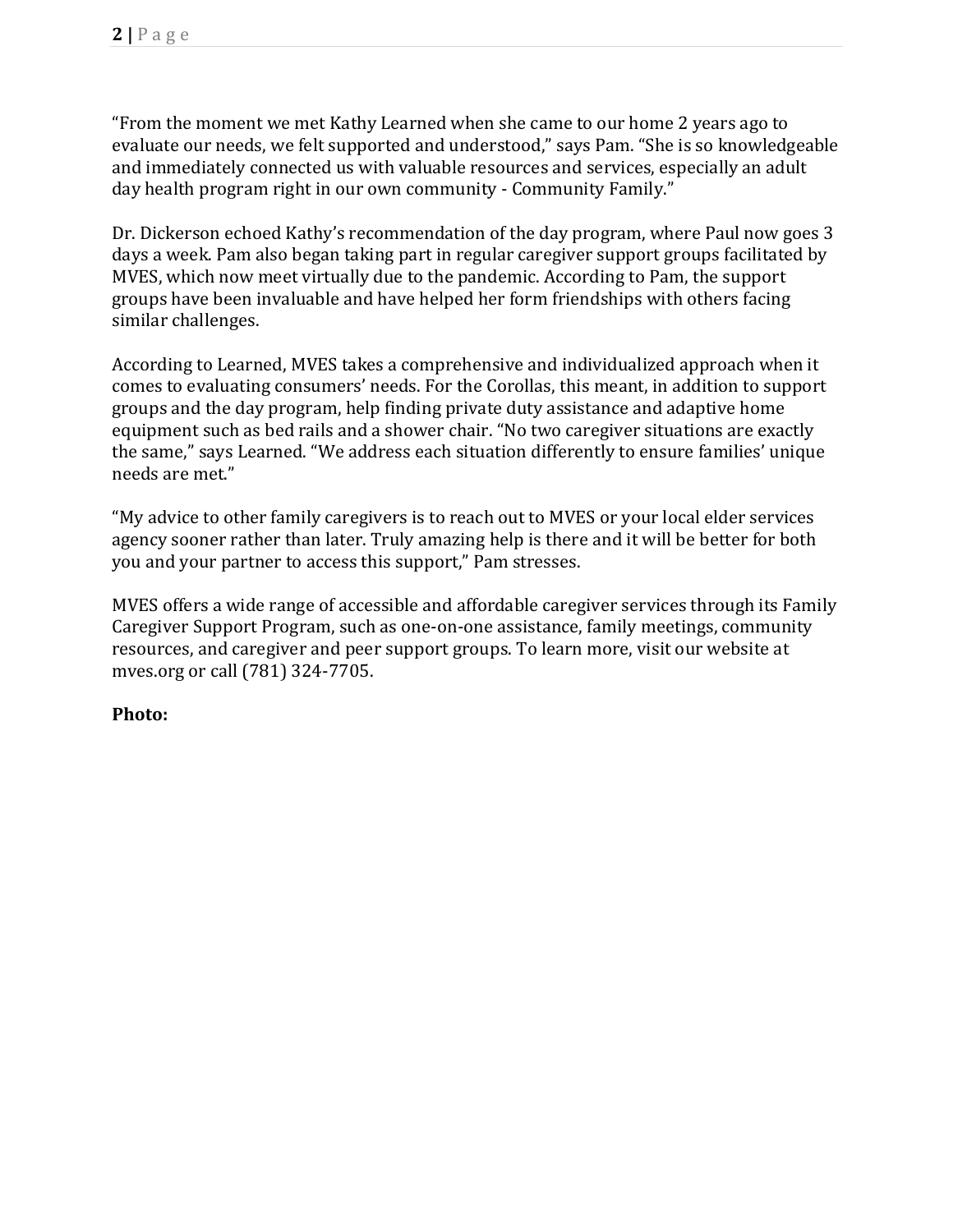"From the moment we met Kathy Learned when she came to our home 2 years ago to evaluate our needs, we felt supported and understood," says Pam. "She is so knowledgeable and immediately connected us with valuable resources and services, especially an adult day health program right in our own community - Community Family."

Dr. Dickerson echoed Kathy's recommendation of the day program, where Paul now goes 3 days a week. Pam also began taking part in regular caregiver support groups facilitated by MVES, which now meet virtually due to the pandemic. According to Pam, the support groups have been invaluable and have helped her form friendships with others facing similar challenges.

According to Learned, MVES takes a comprehensive and individualized approach when it comes to evaluating consumers' needs. For the Corollas, this meant, in addition to support groups and the day program, help finding private duty assistance and adaptive home equipment such as bed rails and a shower chair. "No two caregiver situations are exactly the same," says Learned. "We address each situation differently to ensure families' unique needs are met."

"My advice to other family caregivers is to reach out to MVES or your local elder services agency sooner rather than later. Truly amazing help is there and it will be better for both you and your partner to access this support," Pam stresses.

MVES offers a wide range of accessible and affordable caregiver services through its Family Caregiver Support Program, such as one-on-one assistance, family meetings, community resources, and caregiver and peer support groups. To learn more, visit our website at mves.org or call (781) 324-7705.

**Photo:**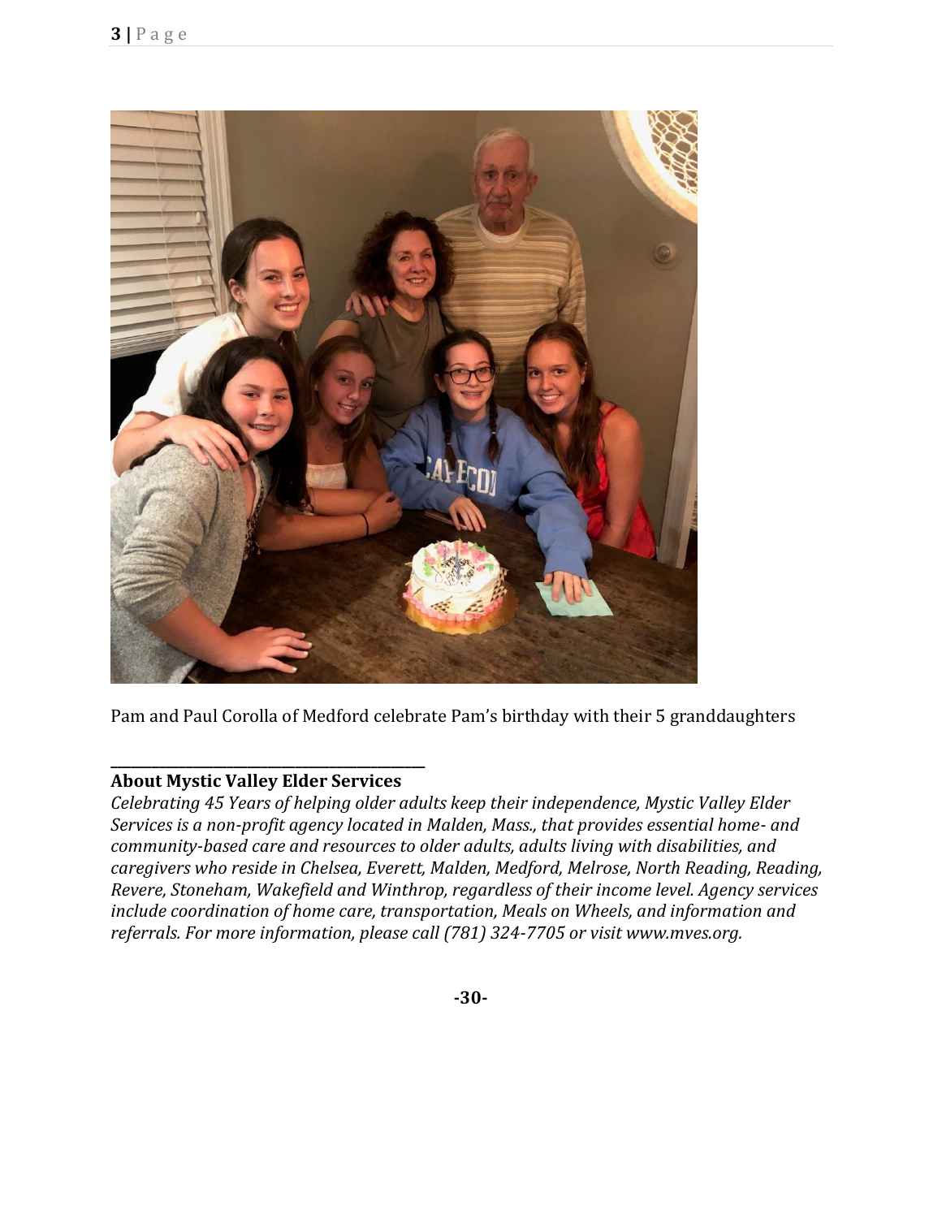Pam and Paul Corolla of Medford celebrate Pam's birthday with their 5 granddaughters

---

**About Mystic Valley Elder Services**

*Celebrating 45 Years of helping older adults keep their independence, Mystic Valley Elder Services is a non-profit agency located in Malden, Mass., that provides essential home- and community-based care and resources to older adults, adults living with disabilities, and caregivers who reside in Chelsea, Everett, Malden, Medford, Melrose, North Reading, Reading, Revere, Stoneham, Wakefield and Winthrop, regardless of their income level. Agency services include coordination of home care, transportation, Meals on Wheels, and information and referrals. For more information, please call (781) 324-7705 or visit www.mves.org.*

**-30-**